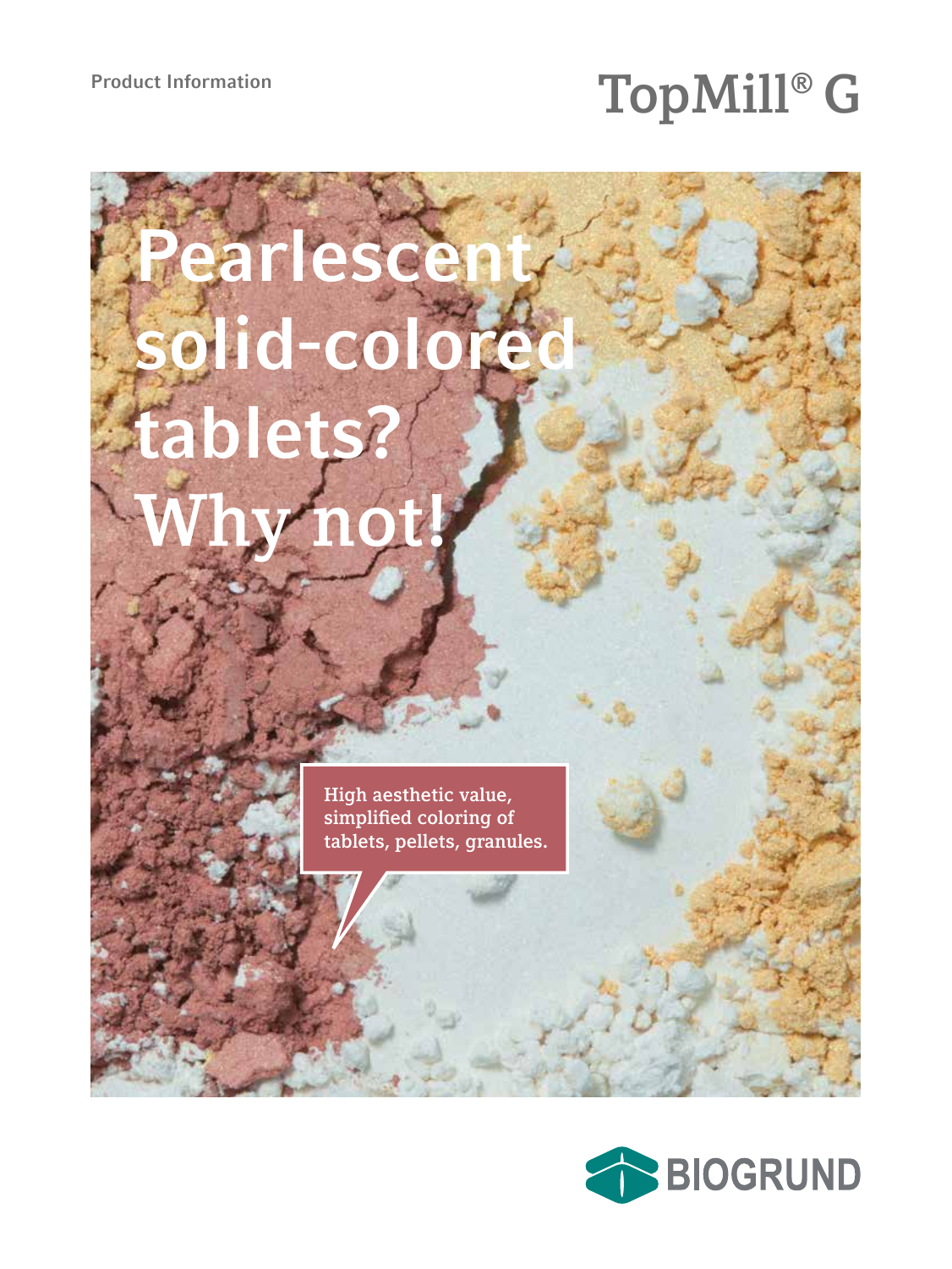Product Information

# TopMill® G

# Pearlescent solid-colored tablets? Why not!

High aesthetic value, simplified coloring of tablets, pellets, granules.

BIOGRUND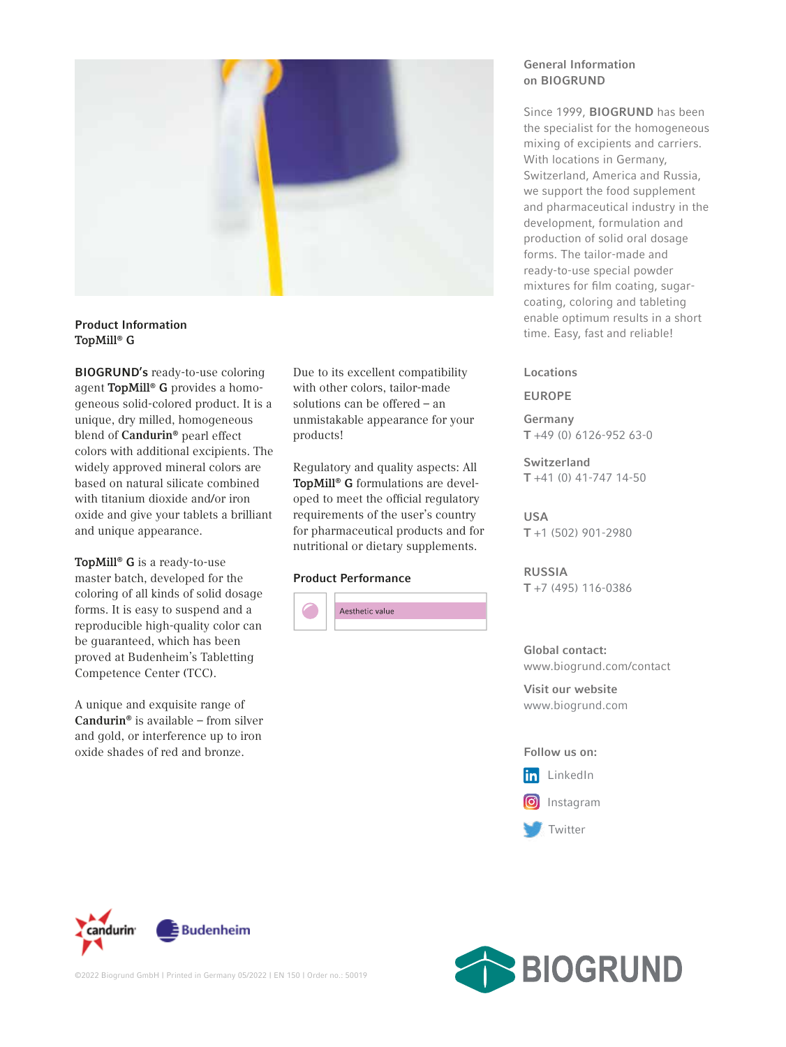## Product Information
## TopMill® G

**BIOGRUND's** ready-to-use coloring agent **TopMill® G** provides a homogeneous solid-colored product. It is a unique, dry milled, homogeneous blend of **Candurin®** pearl effect colors with additional excipients. The widely approved mineral colors are based on natural silicate combined with titanium dioxide and/or iron oxide and give your tablets a brilliant and unique appearance.

**TopMill® G** is a ready-to-use master batch, developed for the coloring of all kinds of solid dosage forms. It is easy to suspend and a reproducible high-quality color can be guaranteed, which has been proved at Budenheim's Tabletting Competence Center (TCC).

A unique and exquisite range of **Candurin®** is available – from silver and gold, or interference up to iron oxide shades of red and bronze.

Due to its excellent compatibility with other colors, tailor-made solutions can be offered – an unmistakable appearance for your products!

Regulatory and quality aspects: All **TopMill® G** formulations are developed to meet the official regulatory requirements of the user's country for pharmaceutical products and for nutritional or dietary supplements.

### Product Performance

Aesthetic value

## General Information on BIOGRUND

Since 1999, **BIOGRUND** has been the specialist for the homogeneous mixing of excipients and carriers. With locations in Germany, Switzerland, America and Russia, we support the food supplement and pharmaceutical industry in the development, formulation and production of solid oral dosage forms. The tailor-made and ready-to-use special powder mixtures for film coating, sugar-coating, coloring and tableting enable optimum results in a short time. Easy, fast and reliable!

### Locations

**EUROPE**

**Germany**
**T** +49 (0) 6126-952 63-0

**Switzerland**
**T** +41 (0) 41-747 14-50

**USA**
**T** +1 (502) 901-2980

**RUSSIA**
**T** +7 (495) 116-0386

**Global contact:**
www.biogrund.com/contact

**Visit our website**
www.biogrund.com

**Follow us on:**
- LinkedIn
- Instagram
- Twitter

candurin® Budenheim

BIOGRUND

©2022 Biogrund GmbH | Printed in Germany 05/2022 | EN 150 | Order no.: 50019